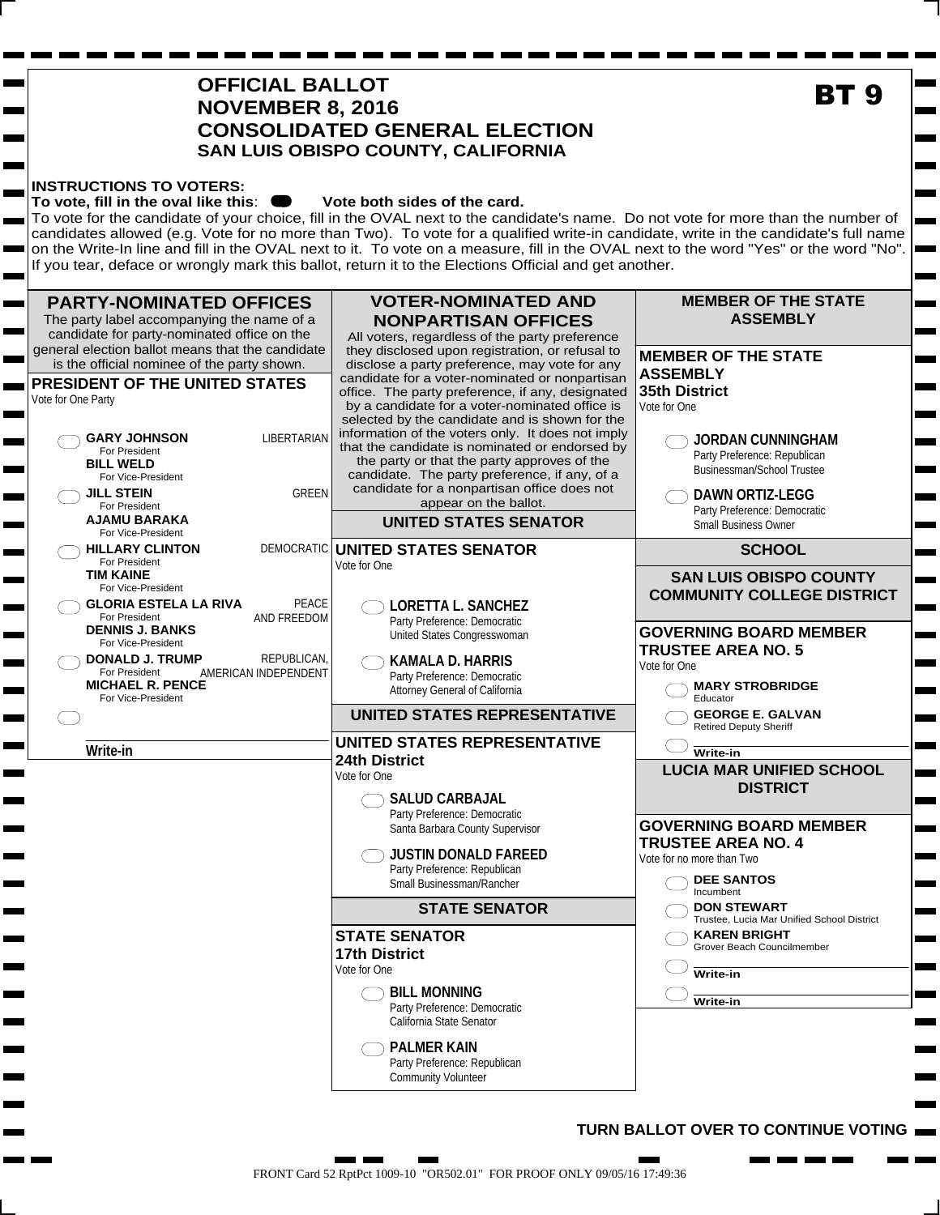# OFFICIAL BALLOT
# NOVEMBER 8, 2016
# CONSOLIDATED GENERAL ELECTION
## SAN LUIS OBISPO COUNTY, CALIFORNIA

**BT 9**

**INSTRUCTIONS TO VOTERS:**
**To vote, fill in the oval like this**: ⬬ **Vote both sides of the card.**
To vote for the candidate of your choice, fill in the OVAL next to the candidate's name. Do not vote for more than the number of candidates allowed (e.g. Vote for no more than Two). To vote for a qualified write-in candidate, write in the candidate's full name on the Write-In line and fill in the OVAL next to it. To vote on a measure, fill in the OVAL next to the word "Yes" or the word "No". If you tear, deface or wrongly mark this ballot, return it to the Elections Official and get another.

## PARTY-NOMINATED OFFICES

The party label accompanying the name of a candidate for party-nominated office on the general election ballot means that the candidate is the official nominee of the party shown.

### PRESIDENT OF THE UNITED STATES
Vote for One Party

- ⬭ **GARY JOHNSON** For President / **BILL WELD** For Vice-President — LIBERTARIAN
- ⬭ **JILL STEIN** For President / **AJAMU BARAKA** For Vice-President — GREEN
- ⬭ **HILLARY CLINTON** For President / **TIM KAINE** For Vice-President — DEMOCRATIC
- ⬭ **GLORIA ESTELA LA RIVA** For President / **DENNIS J. BANKS** For Vice-President — PEACE AND FREEDOM
- ⬭ **DONALD J. TRUMP** For President / **MICHAEL R. PENCE** For Vice-President — REPUBLICAN, AMERICAN INDEPENDENT
- ⬭ ________ Write-in

## VOTER-NOMINATED AND NONPARTISAN OFFICES

All voters, regardless of the party preference they disclosed upon registration, or refusal to disclose a party preference, may vote for any candidate for a voter-nominated or nonpartisan office. The party preference, if any, designated by a candidate for a voter-nominated office is selected by the candidate and is shown for the information of the voters only. It does not imply that the candidate is nominated or endorsed by the party or that the party approves of the candidate. The party preference, if any, of a candidate for a nonpartisan office does not appear on the ballot.

## UNITED STATES SENATOR

### UNITED STATES SENATOR
Vote for One

- ⬭ **LORETTA L. SANCHEZ**
  Party Preference: Democratic
  United States Congresswoman
- ⬭ **KAMALA D. HARRIS**
  Party Preference: Democratic
  Attorney General of California

## UNITED STATES REPRESENTATIVE

### UNITED STATES REPRESENTATIVE 24th District
Vote for One

- ⬭ **SALUD CARBAJAL**
  Party Preference: Democratic
  Santa Barbara County Supervisor
- ⬭ **JUSTIN DONALD FAREED**
  Party Preference: Republican
  Small Businessman/Rancher

## STATE SENATOR

### STATE SENATOR 17th District
Vote for One

- ⬭ **BILL MONNING**
  Party Preference: Democratic
  California State Senator
- ⬭ **PALMER KAIN**
  Party Preference: Republican
  Community Volunteer

## MEMBER OF THE STATE ASSEMBLY

### MEMBER OF THE STATE ASSEMBLY 35th District
Vote for One

- ⬭ **JORDAN CUNNINGHAM**
  Party Preference: Republican
  Businessman/School Trustee
- ⬭ **DAWN ORTIZ-LEGG**
  Party Preference: Democratic
  Small Business Owner

## SCHOOL

## SAN LUIS OBISPO COUNTY COMMUNITY COLLEGE DISTRICT

### GOVERNING BOARD MEMBER TRUSTEE AREA NO. 5
Vote for One

- ⬭ **MARY STROBRIDGE**
  Educator
- ⬭ **GEORGE E. GALVAN**
  Retired Deputy Sheriff
- ⬭ ________ Write-in

## LUCIA MAR UNIFIED SCHOOL DISTRICT

### GOVERNING BOARD MEMBER TRUSTEE AREA NO. 4
Vote for no more than Two

- ⬭ **DEE SANTOS**
  Incumbent
- ⬭ **DON STEWART**
  Trustee, Lucia Mar Unified School District
- ⬭ **KAREN BRIGHT**
  Grover Beach Councilmember
- ⬭ ________ Write-in
- ⬭ ________ Write-in

**TURN BALLOT OVER TO CONTINUE VOTING**

FRONT Card 52 RptPct 1009-10 "OR502.01" FOR PROOF ONLY 09/05/16 17:49:36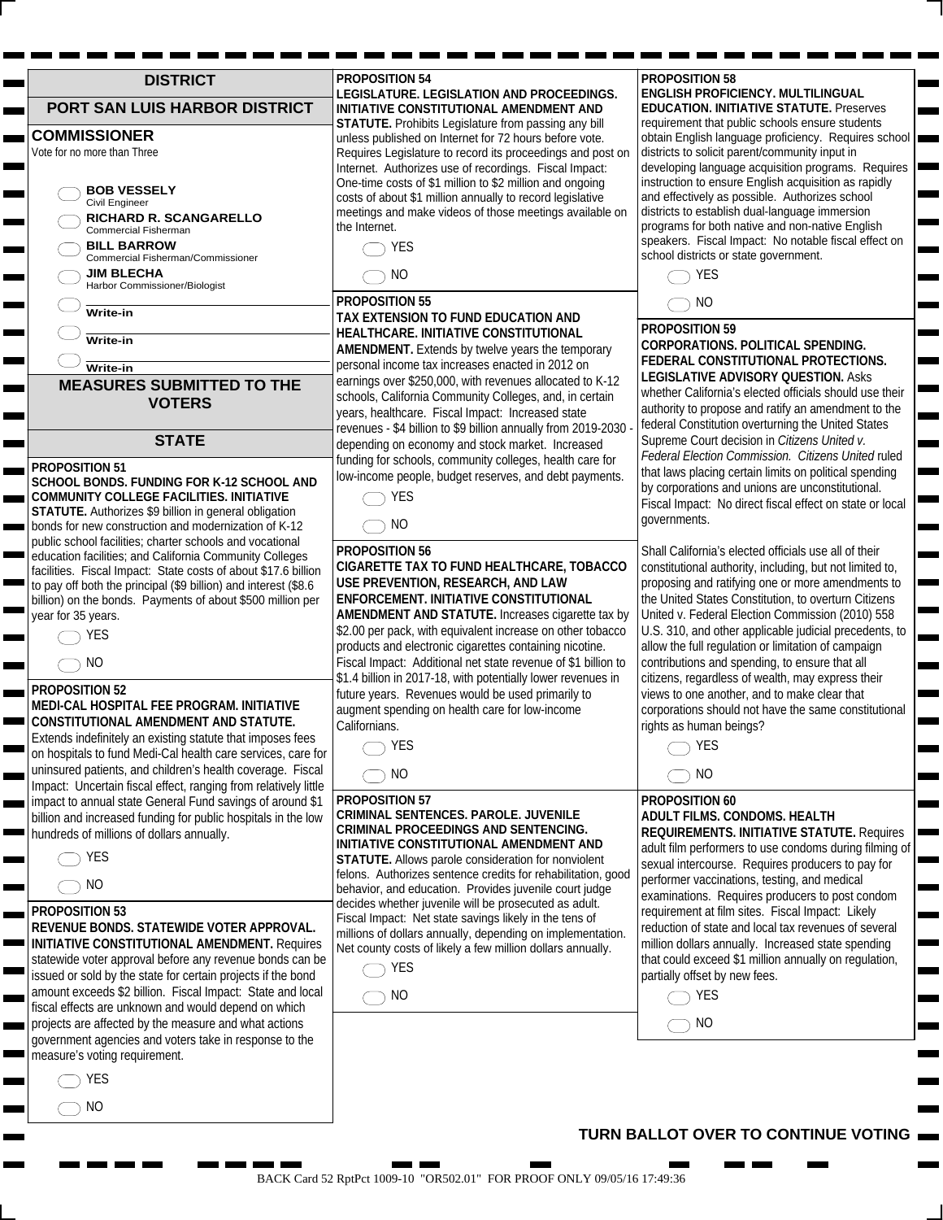## DISTRICT

## PORT SAN LUIS HARBOR DISTRICT

### COMMISSIONER

Vote for no more than Three

- ◯ **BOB VESSELY**
  Civil Engineer
- ◯ **RICHARD R. SCANGARELLO**
  Commercial Fisherman
- ◯ **BILL BARROW**
  Commercial Fisherman/Commissioner
- ◯ **JIM BLECHA**
  Harbor Commissioner/Biologist
- ◯ ________ **Write-in**
- ◯ ________ **Write-in**
- ◯ ________ **Write-in**

## MEASURES SUBMITTED TO THE VOTERS

## STATE

**PROPOSITION 51**
**SCHOOL BONDS. FUNDING FOR K-12 SCHOOL AND COMMUNITY COLLEGE FACILITIES. INITIATIVE STATUTE.** Authorizes $9 billion in general obligation bonds for new construction and modernization of K-12 public school facilities; charter schools and vocational education facilities; and California Community Colleges facilities. Fiscal Impact: State costs of about $17.6 billion to pay off both the principal ($9 billion) and interest ($8.6 billion) on the bonds. Payments of about $500 million per year for 35 years.

- ◯ YES
- ◯ NO

**PROPOSITION 52**
**MEDI-CAL HOSPITAL FEE PROGRAM. INITIATIVE CONSTITUTIONAL AMENDMENT AND STATUTE.** Extends indefinitely an existing statute that imposes fees on hospitals to fund Medi-Cal health care services, care for uninsured patients, and children's health coverage. Fiscal Impact: Uncertain fiscal effect, ranging from relatively little impact to annual state General Fund savings of around $1 billion and increased funding for public hospitals in the low hundreds of millions of dollars annually.

- ◯ YES
- ◯ NO

**PROPOSITION 53**
**REVENUE BONDS. STATEWIDE VOTER APPROVAL. INITIATIVE CONSTITUTIONAL AMENDMENT.** Requires statewide voter approval before any revenue bonds can be issued or sold by the state for certain projects if the bond amount exceeds $2 billion. Fiscal Impact: State and local fiscal effects are unknown and would depend on which projects are affected by the measure and what actions government agencies and voters take in response to the measure's voting requirement.

- ◯ YES
- ◯ NO

**PROPOSITION 54**
**LEGISLATURE. LEGISLATION AND PROCEEDINGS. INITIATIVE CONSTITUTIONAL AMENDMENT AND STATUTE.** Prohibits Legislature from passing any bill unless published on Internet for 72 hours before vote. Requires Legislature to record its proceedings and post on Internet. Authorizes use of recordings. Fiscal Impact: One-time costs of $1 million to $2 million and ongoing costs of about $1 million annually to record legislative meetings and make videos of those meetings available on the Internet.

- ◯ YES
- ◯ NO

**PROPOSITION 55**
**TAX EXTENSION TO FUND EDUCATION AND HEALTHCARE. INITIATIVE CONSTITUTIONAL AMENDMENT.** Extends by twelve years the temporary personal income tax increases enacted in 2012 on earnings over $250,000, with revenues allocated to K-12 schools, California Community Colleges, and, in certain years, healthcare. Fiscal Impact: Increased state revenues - $4 billion to $9 billion annually from 2019-2030 - depending on economy and stock market. Increased funding for schools, community colleges, health care for low-income people, budget reserves, and debt payments.

- ◯ YES
- ◯ NO

**PROPOSITION 56**
**CIGARETTE TAX TO FUND HEALTHCARE, TOBACCO USE PREVENTION, RESEARCH, AND LAW ENFORCEMENT. INITIATIVE CONSTITUTIONAL AMENDMENT AND STATUTE.** Increases cigarette tax by $2.00 per pack, with equivalent increase on other tobacco products and electronic cigarettes containing nicotine. Fiscal Impact: Additional net state revenue of $1 billion to $1.4 billion in 2017-18, with potentially lower revenues in future years. Revenues would be used primarily to augment spending on health care for low-income Californians.

- ◯ YES
- ◯ NO

**PROPOSITION 57**
**CRIMINAL SENTENCES. PAROLE. JUVENILE CRIMINAL PROCEEDINGS AND SENTENCING. INITIATIVE CONSTITUTIONAL AMENDMENT AND STATUTE.** Allows parole consideration for nonviolent felons. Authorizes sentence credits for rehabilitation, good behavior, and education. Provides juvenile court judge decides whether juvenile will be prosecuted as adult. Fiscal Impact: Net state savings likely in the tens of millions of dollars annually, depending on implementation. Net county costs of likely a few million dollars annually.

- ◯ YES
- ◯ NO

**PROPOSITION 58**
**ENGLISH PROFICIENCY. MULTILINGUAL EDUCATION. INITIATIVE STATUTE.** Preserves requirement that public schools ensure students obtain English language proficiency. Requires school districts to solicit parent/community input in developing language acquisition programs. Requires instruction to ensure English acquisition as rapidly and effectively as possible. Authorizes school districts to establish dual-language immersion programs for both native and non-native English speakers. Fiscal Impact: No notable fiscal effect on school districts or state government.

- ◯ YES
- ◯ NO

**PROPOSITION 59**
**CORPORATIONS. POLITICAL SPENDING. FEDERAL CONSTITUTIONAL PROTECTIONS. LEGISLATIVE ADVISORY QUESTION.** Asks whether California's elected officials should use their authority to propose and ratify an amendment to the federal Constitution overturning the United States Supreme Court decision in *Citizens United v. Federal Election Commission*. *Citizens United* ruled that laws placing certain limits on political spending by corporations and unions are unconstitutional. Fiscal Impact: No direct fiscal effect on state or local governments.

Shall California's elected officials use all of their constitutional authority, including, but not limited to, proposing and ratifying one or more amendments to the United States Constitution, to overturn Citizens United v. Federal Election Commission (2010) 558 U.S. 310, and other applicable judicial precedents, to allow the full regulation or limitation of campaign contributions and spending, to ensure that all citizens, regardless of wealth, may express their views to one another, and to make clear that corporations should not have the same constitutional rights as human beings?

- ◯ YES
- ◯ NO

**PROPOSITION 60**
**ADULT FILMS. CONDOMS. HEALTH REQUIREMENTS. INITIATIVE STATUTE.** Requires adult film performers to use condoms during filming of sexual intercourse. Requires producers to pay for performer vaccinations, testing, and medical examinations. Requires producers to post condom requirement at film sites. Fiscal Impact: Likely reduction of state and local tax revenues of several million dollars annually. Increased state spending that could exceed $1 million annually on regulation, partially offset by new fees.

- ◯ YES
- ◯ NO

**TURN BALLOT OVER TO CONTINUE VOTING**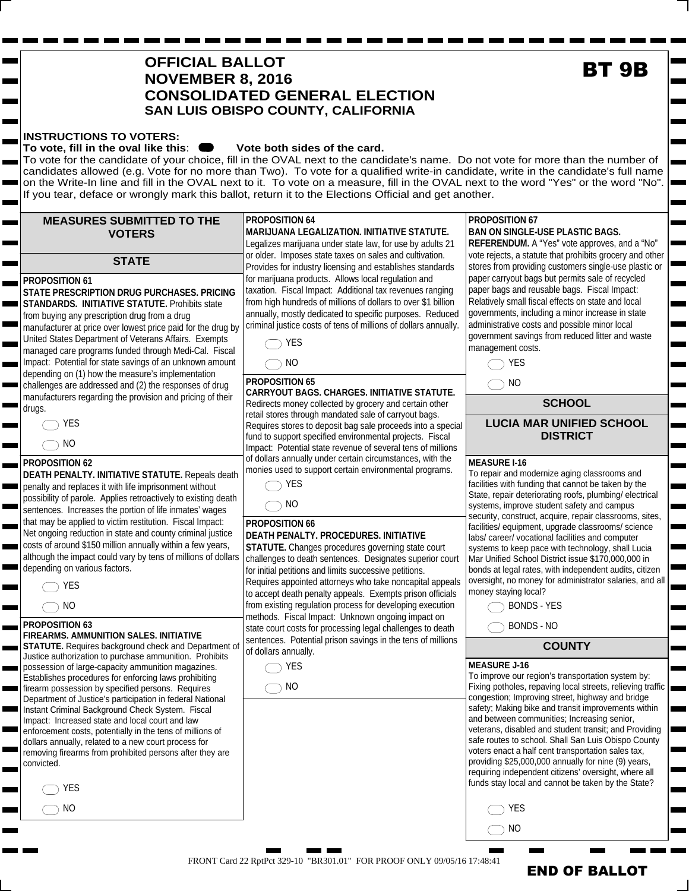# OFFICIAL BALLOT
# NOVEMBER 8, 2016
# CONSOLIDATED GENERAL ELECTION
## SAN LUIS OBISPO COUNTY, CALIFORNIA

**BT 9B**

**INSTRUCTIONS TO VOTERS:**
**To vote, fill in the oval like this:** ⬬ **Vote both sides of the card.**
To vote for the candidate of your choice, fill in the OVAL next to the candidate's name. Do not vote for more than the number of candidates allowed (e.g. Vote for no more than Two). To vote for a qualified write-in candidate, write in the candidate's full name on the Write-In line and fill in the OVAL next to it. To vote on a measure, fill in the OVAL next to the word "Yes" or the word "No". If you tear, deface or wrongly mark this ballot, return it to the Elections Official and get another.

## MEASURES SUBMITTED TO THE VOTERS

### STATE

**PROPOSITION 61**
**STATE PRESCRIPTION DRUG PURCHASES. PRICING STANDARDS. INITIATIVE STATUTE.** Prohibits state from buying any prescription drug from a drug manufacturer at price over lowest price paid for the drug by United States Department of Veterans Affairs. Exempts managed care programs funded through Medi-Cal. Fiscal Impact: Potential for state savings of an unknown amount depending on (1) how the measure's implementation challenges are addressed and (2) the responses of drug manufacturers regarding the provision and pricing of their drugs.

- YES
- NO

**PROPOSITION 62**
**DEATH PENALTY. INITIATIVE STATUTE.** Repeals death penalty and replaces it with life imprisonment without possibility of parole. Applies retroactively to existing death sentences. Increases the portion of life inmates' wages that may be applied to victim restitution. Fiscal Impact: Net ongoing reduction in state and county criminal justice costs of around $150 million annually within a few years, although the impact could vary by tens of millions of dollars depending on various factors.

- YES
- NO

**PROPOSITION 63**
**FIREARMS. AMMUNITION SALES. INITIATIVE STATUTE.** Requires background check and Department of Justice authorization to purchase ammunition. Prohibits possession of large-capacity ammunition magazines. Establishes procedures for enforcing laws prohibiting firearm possession by specified persons. Requires Department of Justice's participation in federal National Instant Criminal Background Check System. Fiscal Impact: Increased state and local court and law enforcement costs, potentially in the tens of millions of dollars annually, related to a new court process for removing firearms from prohibited persons after they are convicted.

- YES
- NO

**PROPOSITION 64**
**MARIJUANA LEGALIZATION. INITIATIVE STATUTE.** Legalizes marijuana under state law, for use by adults 21 or older. Imposes state taxes on sales and cultivation. Provides for industry licensing and establishes standards for marijuana products. Allows local regulation and taxation. Fiscal Impact: Additional tax revenues ranging from high hundreds of millions of dollars to over $1 billion annually, mostly dedicated to specific purposes. Reduced criminal justice costs of tens of millions of dollars annually.

- YES
- NO

**PROPOSITION 65**
**CARRYOUT BAGS. CHARGES. INITIATIVE STATUTE.** Redirects money collected by grocery and certain other retail stores through mandated sale of carryout bags. Requires stores to deposit bag sale proceeds into a special fund to support specified environmental projects. Fiscal Impact: Potential state revenue of several tens of millions of dollars annually under certain circumstances, with the monies used to support certain environmental programs.

- YES
- NO

**PROPOSITION 66**
**DEATH PENALTY. PROCEDURES. INITIATIVE STATUTE.** Changes procedures governing state court challenges to death sentences. Designates superior court for initial petitions and limits successive petitions. Requires appointed attorneys who take noncapital appeals to accept death penalty appeals. Exempts prison officials from existing regulation process for developing execution methods. Fiscal Impact: Unknown ongoing impact on state court costs for processing legal challenges to death sentences. Potential prison savings in the tens of millions of dollars annually.

- YES
- NO

**PROPOSITION 67**
**BAN ON SINGLE-USE PLASTIC BAGS. REFERENDUM.** A "Yes" vote approves, and a "No" vote rejects, a statute that prohibits grocery and other stores from providing customers single-use plastic or paper carryout bags but permits sale of recycled paper bags and reusable bags. Fiscal Impact: Relatively small fiscal effects on state and local governments, including a minor increase in state administrative costs and possible minor local government savings from reduced litter and waste management costs.

- YES
- NO

### SCHOOL

### LUCIA MAR UNIFIED SCHOOL DISTRICT

**MEASURE I-16**
To repair and modernize aging classrooms and facilities with funding that cannot be taken by the State, repair deteriorating roofs, plumbing/ electrical systems, improve student safety and campus security, construct, acquire, repair classrooms, sites, facilities/ equipment, upgrade classrooms/ science labs/ career/ vocational facilities and computer systems to keep pace with technology, shall Lucia Mar Unified School District issue $170,000,000 in bonds at legal rates, with independent audits, citizen oversight, no money for administrator salaries, and all money staying local?

- BONDS - YES
- BONDS - NO

### COUNTY

**MEASURE J-16**
To improve our region's transportation system by: Fixing potholes, repaving local streets, relieving traffic congestion; Improving street, highway and bridge safety; Making bike and transit improvements within and between communities; Increasing senior, veterans, disabled and student transit; and Providing safe routes to school. Shall San Luis Obispo County voters enact a half cent transportation sales tax, providing $25,000,000 annually for nine (9) years, requiring independent citizens' oversight, where all funds stay local and cannot be taken by the State?

- YES
- NO

FRONT Card 22 RptPct 329-10 "BR301.01" FOR PROOF ONLY 09/05/16 17:48:41

**END OF BALLOT**